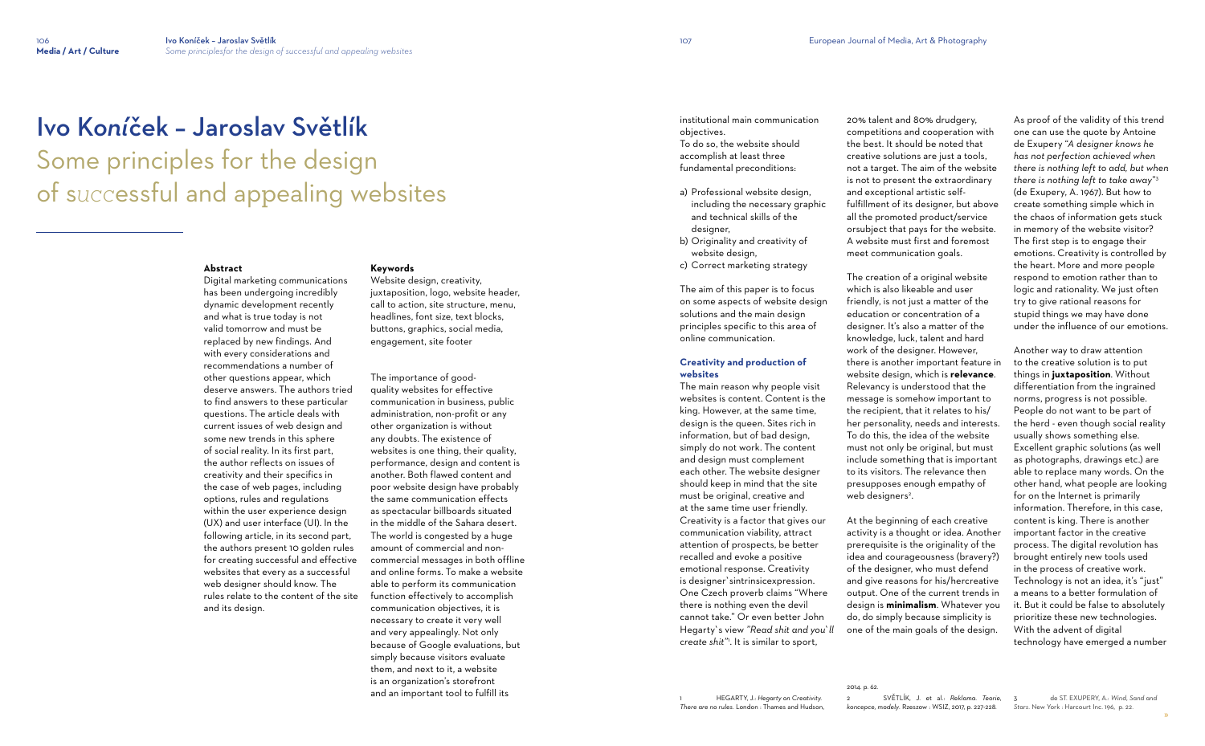# Ivo Koníček – Jaroslav Světlík

## Some principles for the design of successful and appealing websites

**Abstract**

Digital marketing communications has been undergoing incredibly dynamic development recently and what is true today is not valid tomorrow and must be replaced by new findings. And with every considerations and recommendations a number of other questions appear, which deserve answers. The authors tried to find answers to these particular questions. The article deals with current issues of web design and some new trends in this sphere of social reality. In its first part, the author reflects on issues of creativity and their specifics in the case of web pages, including options, rules and regulations within the user experience design (UX) and user interface (UI). In the following article, in its second part, the authors present 10 golden rules for creating successful and effective websites that every as a successful web designer should know. The rules relate to the content of the site and its design.

**Keywords**

Website design, creativity, juxtaposition, logo, website header, call to action, site structure, menu, headlines, font size, text blocks, buttons, graphics, social media, engagement, site footer

The importance of good-quality websites for effective communication in business, public administration, non-profit or any other organization is without any doubts. The existence of websites is one thing, their quality, performance, design and content is another. Both flawed content and poor website design have probably the same communication effects as spectacular billboards situated in the middle of the Sahara desert. The world is congested by a huge amount of commercial and non-commercial messages in both offline and online forms. To make a website able to perform its communication function effectively to accomplish communication objectives, it is necessary to create it very well and very appealingly. Not only because of Google evaluations, but simply because visitors evaluate them, and next to it, a website is an organization's storefront and an important tool to fulfill its institutional main communication objectives.

To do so, the website should accomplish at least three fundamental preconditions:

a) Professional website design, including the necessary graphic and technical skills of the designer,
b) Originality and creativity of website design,
c) Correct marketing strategy

The aim of this paper is to focus on some aspects of website design solutions and the main design principles specific to this area of online communication.

**Creativity and production of websites**

The main reason why people visit websites is content. Content is the king. However, at the same time, design is the queen. Sites rich in information, but of bad design, simply do not work. The content and design must complement each other. The website designer should keep in mind that the site must be original, creative and at the same time user friendly. Creativity is a factor that gives our communication viability, attract attention of prospects, be better recalled and evoke a positive emotional response. Creativity is designer`sintrinsicexpression. One Czech proverb claims "Where there is nothing even the devil cannot take." Or even better John Hegarty`s view *"Read shit and you`ll create shit"*[1]. It is similar to sport, 20% talent and 80% drudgery, competitions and cooperation with the best. It should be noted that creative solutions are just a tools, not a target. The aim of the website is not to present the extraordinary and exceptional artistic self-fulfillment of its designer, but above all the promoted product/service orsubject that pays for the website. A website must first and foremost meet communication goals.

The creation of a original website which is also likeable and user friendly, is not just a matter of the education or concentration of a designer. It's also a matter of the knowledge, luck, talent and hard work of the designer. However, there is another important feature in website design, which is **relevance**. Relevancy is understood that the message is somehow important to the recipient, that it relates to his/her personality, needs and interests. To do this, the idea of the website must not only be original, but must include something that is important to its visitors. The relevance then presupposes enough empathy of web designers[2].

At the beginning of each creative activity is a thought or idea. Another prerequisite is the originality of the idea and courageousness (bravery?) of the designer, who must defend and give reasons for his/hercreative output. One of the current trends in design is **minimalism**. Whatever you do, do simply because simplicity is one of the main goals of the design. As proof of the validity of this trend one can use the quote by Antoine de Exupery *"A designer knows he has not perfection achieved when there is nothing left to add, but when there is nothing left to take away"*[3] (de Exupery, A. 1967). But how to create something simple which in the chaos of information gets stuck in memory of the website visitor? The first step is to engage their emotions. Creativity is controlled by the heart. More and more people respond to emotion rather than to logic and rationality. We just often try to give rational reasons for stupid things we may have done under the influence of our emotions.

Another way to draw attention to the creative solution is to put things in **juxtaposition**. Without differentiation from the ingrained norms, progress is not possible. People do not want to be part of the herd - even though social reality usually shows something else. Excellent graphic solutions (as well as photographs, drawings etc.) are able to replace many words. On the other hand, what people are looking for on the Internet is primarily information. Therefore, in this case, content is king. There is another important factor in the creative process. The digital revolution has brought entirely new tools used in the process of creative work. Technology is not an idea, it's "just" a means to a better formulation of it. But it could be false to absolutely prioritize these new technologies. With the advent of digital technology have emerged a number

---

1 HEGARTY, J.: *Hegarty on Creativity. There are no rules.* London : Thames and Hudson, 2014. p. 62.

2 SVĚTLÍK, J. et al.: *Reklama. Teorie, koncepce, modely.* Rzeszow : WSIZ, 2017, p. 227-228.

3 de ST. EXUPERY, A.: *Wind, Sand and Stars.* New York : Harcourt Inc. 196, p. 22.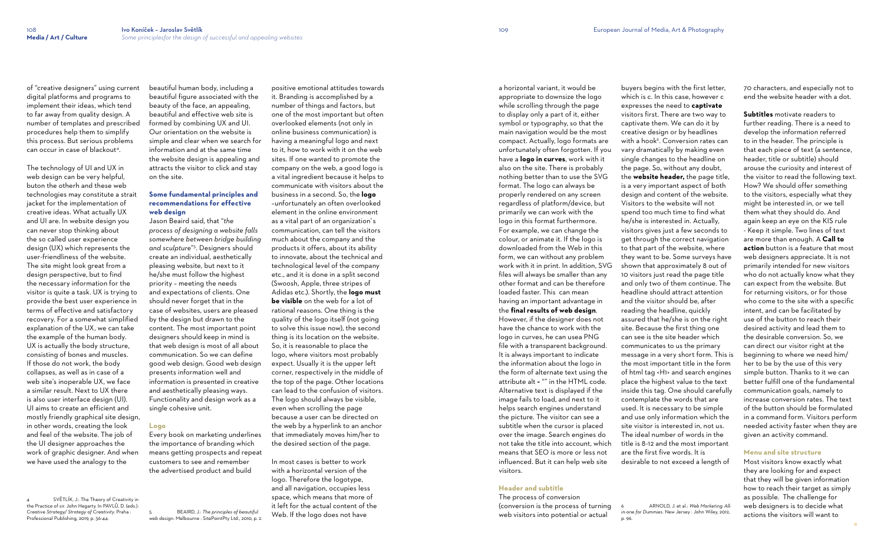of "creative designers" using current digital platforms and programs to implement their ideas, which tend to far away from quality design. A number of templates and prescribed procedures help them to simplify this process. But serious problems can occur in case of blackout[4].

The technology of UI and UX in web design can be very helpful, buton the otherh and these web technologies may constitute a strait jacket for the implementation of creative ideas. What actually UX and UI are. In website design you can never stop thinking about the so called user experience design (UX) which represents the user-friendliness of the website. The site might look great from a design perspective, but to find the necessary information for the visitor is quite a task. UX is trying to provide the best user experience in terms of effective and satisfactory recovery. For a somewhat simplified explanation of the UX, we can take the example of the human body. UX is actually the body structure, consisting of bones and muscles. If those do not work, the body collapses, as well as in case of a web site's inoperable UX, we face a similar result. Next to UX there is also user interface design (UI). UI aims to create an efficient and mostly friendly graphical site design, in other words, creating the look and feel of the website. The job of the UI designer approaches the work of graphic designer. And when we have used the analogy to the beautiful human body, including a beautiful figure associated with the beauty of the face, an appealing, beautiful and effective web site is formed by combining UX and UI. Our orientation on the website is simple and clear when we search for information and at the same time the website design is appealing and attracts the visitor to click and stay on the site.

## Some fundamental principles and recommendations for effective web design

Jason Beaird said, that "*the process of designing a website falls somewhere between bridge building and sculpture*"[5]. Designers should create an individual, aesthetically pleasing website, but next to it he/she must follow the highest priority – meeting the needs and expectations of clients. One should never forget that in the case of websites, users are pleased by the design but drawn to the content. The most important point designers should keep in mind is that web design is most of all about communication. So we can define good web design. Good web design presents information well and information is presented in creative and aesthetically pleasing ways. Functionality and design work as a single cohesive unit.

### Logo

Every book on marketing underlines the importance of branding which means getting prospects and repeat customers to see and remember the advertised product and build positive emotional attitudes towards it. Branding is accomplished by a number of things and factors, but one of the most important but often overlooked elements (not only in online business communication) is having a meaningful logo and next to it, how to work with it on the web sites. If one wanted to promote the company on the web, a good logo is a vital ingredient because it helps to communicate with visitors about the business in a second. So, the **logo** –unfortunately an often overlooked element in the online environment as a vital part of an organization`s communication, can tell the visitors much about the company and the products it offers, about its ability to innovate, about the technical and technological level of the company etc., and it is done in a split second (Swoosh, Apple, three stripes of Adidas etc.). Shortly, the **logo must be visible** on the web for a lot of rational reasons. One thing is the quality of the logo itself (not going to solve this issue now), the second thing is its location on the website. So, it is reasonable to place the logo, where visitors most probably expect. Usually it is the upper left corner, respectively in the middle of the top of the page. Other locations can lead to the confusion of visitors. The logo should always be visible, even when scrolling the page because a user can be directed on the web by a hyperlink to an anchor that immediately moves him/her to the desired section of the page.

In most cases is better to work with a horizontal version of the logo. Therefore the logotype, and all navigation, occupies less space, which means that more of it left for the actual content of the Web. If the logo does not have a horizontal variant, it would be appropriate to downsize the logo while scrolling through the page to display only a part of it, either symbol or typography, so that the main navigation would be the most compact. Actually, logo formats are unfortunately often forgotten. If you have a **logo in curves**, work with it also on the site. There is probably nothing better than to use the SVG format. The logo can always be properly rendered on any screen regardless of platform/device, but primarily we can work with the logo in this format furthermore. For example, we can change the colour, or animate it. If the logo is downloaded from the Web in this form, we can without any problem work with it in print. In addition, SVG files will always be smaller than any other format and can be therefore loaded faster. This can mean having an important advantage in the **final results of web design**. However, if the designer does not have the chance to work with the logo in curves, he can usea PNG file with a transparent background. It is always important to indicate the information about the logo in the form of alternate text using the attribute alt = "" in the HTML code. Alternative text is displayed if the image fails to load, and next to it helps search engines understand the picture. The visitor can see a subtitle when the cursor is placed over the image. Search engines do not take the title into account, which means that SEO is more or less not influenced. But it can help web site visitors.

### Header and subtitle

The process of conversion (conversion is the process of turning web visitors into potential or actual buyers begins with the first letter, which is c. In this case, however c expresses the need to **captivate** visitors first. There are two way to captivate them. We can do it by creative design or by headlines with a hook[6]. Conversion rates can vary dramatically by making even single changes to the headline on the page. So, without any doubt, the **website header,** the page title, is a very important aspect of both design and content of the website. Visitors to the website will not spend too much time to find what he/she is interested in. Actually, visitors gives just a few seconds to get through the correct navigation to that part of the website, where they want to be. Some surveys have shown that approximately 8 out of 10 visitors just read the page title and only two of them continue. The headline should attract attention and the visitor should be, after reading the headline, quickly assured that he/she is on the right site. Because the first thing one can see is the site header which communicates to us the primary message in a very short form. This is the most important title in the form of html tag <H1> and search engines place the highest value to the text inside this tag. One should carefully contemplate the words that are used. It is necessary to be simple and use only information which the site visitor is interested in, not us. The ideal number of words in the title is 8-12 and the most important are the first five words. It is desirable to not exceed a length of 70 characters, and especially not to end the website header with a dot.

**Subtitles** motivate readers to further reading. There is a need to develop the information referred to in the header. The principle is that each piece of text (a sentence, header, title or subtitle) should arouse the curiosity and interest of the visitor to read the following text. How? We should offer something to the visitors, especially what they might be interested in, or we tell them what they should do. And again keep an eye on the KIS rule - Keep it simple. Two lines of text are more than enough. A **Call to action** button is a feature that most web designers appreciate. It is not primarily intended for new visitors who do not actually know what they can expect from the website. But for returning visitors, or for those who come to the site with a specific intent, and can be facilitated by use of the button to reach their desired activity and lead them to the desirable conversion. So, we can direct our visitor right at the beginning to where we need him/her to be by the use of this very simple button. Thanks to it we can better fulfill one of the fundamental communication goals, namely to increase conversion rates. The text of the button should be formulated in a command form. Visitors perform needed activity faster when they are given an activity command.

### Menu and site structure

Most visitors know exactly what they are looking for and expect that they will be given information how to reach their target as simply as possible. The challenge for web designers is to decide what actions the visitors will want to

---

4 SVĚTLÍK, J.: The Theory of Creativity in the Practice of sir. John Hegarty. In PAVLŮ, D. (eds.): *Creative Strategy/ Strategy of Creativity*. Praha : Professional Publishing, 2019, p. 36-44.

5 BEAIRD, J.: *The principles of beautiful web design*. Melbourne : SitePointPty Ltd., 2010, p. 2.

6 ARNOLD, J. et al.: *Web Marketing All-in-one for Dummies*. New Jersey : John Wiley, 2012, p. 96.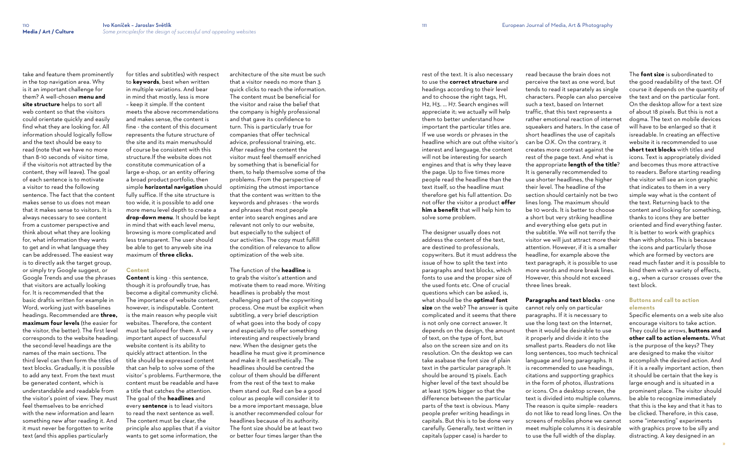take and feature them prominently in the top navigation area. Why is it an important challenge for them? A well-chosen **menu and site structure** helps to sort all web content so that the visitors could orientate quickly and easily find what they are looking for. All information should logically follow and the text should be easy to read (note that we have no more than 8-10 seconds of visitor time, if the visitoris not attracted by the content, they will leave). The goal of each sentence is to motivate a visitor to read the following sentence. The fact that the content makes sense to us does not mean that it makes sense to visitors. It is always necessary to see content from a customer perspective and think about what they are looking for, what information they wants to get and in what language they can be addressed. The easiest way is to directly ask the target group, or simply try Google suggest, or Google Trends and use the phrases that visitors are actually looking for. It is recommended that the basic draftis written for example in Word, working just with baselines headings. Recommended are **three, maximum four levels** (the easier for the visitor, the better). The first level corresponds to the website heading; the second-level headings are the names of the main sections. The third level can then form the titles of text blocks. Gradually, it is possible to add any text. From the text must be generated content, which is understandable and readable from the visitor's point of view. They must feel themselves to be enriched with the new information and learn something new after reading it. And it must never be forgotten to write text (and this applies particularly for titles and subtitles) with respect to **keywords**, best when written in multiple variations. And bear in mind that mostly, less is more – keep it simple. If the content meets the above recommendations and makes sense, the content is fine - the content of this document represents the future structure of the site and its main menushould of course be consistent with this structure.If the website does not constitute communication of a large e-shop, or an entity offering a broad product portfolio, then simple **horizontal navigation** should fully suffice. If the site structure is too wide, it is possible to add one more menu level depth to create a **drop-down menu**. It should be kept in mind that with each level menu, browsing is more complicated and less transparent. The user should be able to get to anyweb site ina maximum of **three clicks.**

### Content

**Content** is king - this sentence, though it is profoundly true, has become a digital community cliché. The importance of website content, however, is indisputable. Content is the main reason why people visit websites. Therefore, the content must be tailored for them. A very important aspect of successful website content is its ability to quickly attract attention. In the title should be expressed content that can help to solve some of the visitor`s problems. Furthermore, the content must be readable and have a title that catches the attention. The goal of the **headlines** and every **sentence** is to lead visitors to read the next sentence as well. The content must be clear, the principle also applies that if a visitor wants to get some information, the architecture of the site must be such that a visitor needs no more than 3 quick clicks to reach the information. The content must be beneficial for the visitor and raise the belief that the company is highly professional and that gave its confidence to turn. This is particularly true for companies that offer technical advice, professional training, etc. After reading the content the visitor must feel themself enriched by something that is beneficial for them, to help themsolve some of the problems. From the perspective of optimizing the utmost importance that the content was written to the keywords and phrases - the words and phrases that most people enter into search engines and are relevant not only to our website, but especially to the subject of our activities. The copy must fulfill the condition of relevance to allow optimization of the web site.

The function of the **headline** is to grab the visitor's attention and motivate them to read more. Writing headlines is probably the most challenging part of the copywriting process. One must be explicit when subtitling, a very brief description of what goes into the body of copy and especially to offer something interesting and respectively brand new. When the designer gets the headline he must give it prominence and make it fit aesthetically. The headlines should be centred the colour of them should be different from the rest of the text to make them stand out. Red can be a good colour as people will consider it to be a more important message, blue is another recommended colour for headlines because of its authority. The font size should be at least two or better four times larger than the rest of the text. It is also necessary to use the **correct structure** and headings according to their level and to choose the right tags, H1, H2, H3. … H7. Search engines will appreciate it; we actually will help them to better understand how important the particular titles are. If we use words or phrases in the headline which are out ofthe visitor's interest and language, the content will not be interesting for search engines and that is why they leave the page. Up to five times more people read the headline than the text itself, so the headline must therefore get his full attention. Do not offer the visitor a product **offer him a benefit** that will help him to solve some problem.

The designer usually does not address the content of the text, are destined to professionals, copywriters. But it must address the issue of how to split the text into paragraphs and text blocks, which fonts to use and the proper size of the used fonts etc. One of crucial questions which can be asked, is, what should be the **optimal font size** on the web? The answer is quite complicated and it seems that there is not only one correct answer. It depends on the design, the amount of text, on the type of font, but also on the screen size and on its resolution. On the desktop we can take asabase the font size of plain text in the particular paragraph. It should be around 15 pixels. Each higher level of the text should be at least 150% bigger so that the difference between the particular parts of the text is obvious. Many people prefer writing headings in capitals. But this is to be done very carefully. Generally, text written in capitals (upper case) is harder to read because the brain does not perceive the text as one word, but tends to read it separately as single characters. People can also perceive such a text, based on Internet traffic, that this text represents a rather emotional reaction of internet squeakers and haters. In the case of short headlines the use of capitals can be O.K. On the contrary, it creates more contrast against the rest of the page text. And what is the appropriate **length of the title**? It is generally recommended to use shorter headlines, the higher their level. The headline of the section should certainly not be two lines long. The maximum should be 10 words. It is better to choose a short but very striking headline and everything else gets put in the subtitle. We will not terrify the visitor we will just attract more their attention. However, if it is a smaller headline, for example above the text paragraph, it is possible to use more words and more break lines. However, this should not exceed three lines break.

**Paragraphs and text blocks** - one cannot rely only on particular paragraphs. If it is necessary to use the long text on the Internet, then it would be desirable to use it properly and divide it into the smallest parts. Readers do not like long sentences, too much technical language and long paragraphs. It is recommended to use headings, citations and supporting graphics in the form of photos, illustrations or icons. On a desktop screen, the text is divided into multiple columns. The reason is quite simple- readers do not like to read long lines. On the screens of mobiles phone we cannot meet multiple columns it is desirable to use the full width of the display.

The **font size** is subordinated to the good readability of the text. Of course it depends on the quantity of the text and on the particular font. On the desktop allow for a text size of about 18 pixels. But this is not a dogma. The text on mobile devices will have to be enlarged so that it isreadable. In creating an effective website it is recommended to use **short text blocks** with titles and icons. Text is appropriately divided and becomes thus more attractive to readers. Before starting reading the visitor will see an icon graphic that indicates to them in a very simple way what is the content of the text. Returning back to the content and looking for something, thanks to icons they are better oriented and find everything faster. It is better to work with graphics than with photos. This is because the icons and particularly those which are formed by vectors are read much faster and it is possible to bind them with a variety of effects, e.g., when a cursor crosses over the text block.

### Buttons and call to action elements

Specific elements on a web site also encourage visitors to take action. They could be arrows, **buttons and other call to action elements.** What is the purpose of the keys? They are designed to make the visitor accomplish the desired action. And if it is a really important action, then it should be certain that the key is large enough and is situated in a prominent place. The visitor should be able to recognize immediately that this is the key and that it has to be clicked. Therefore, in this case, some "interesting" experiments with graphics prove to be silly and distracting. A key designed in an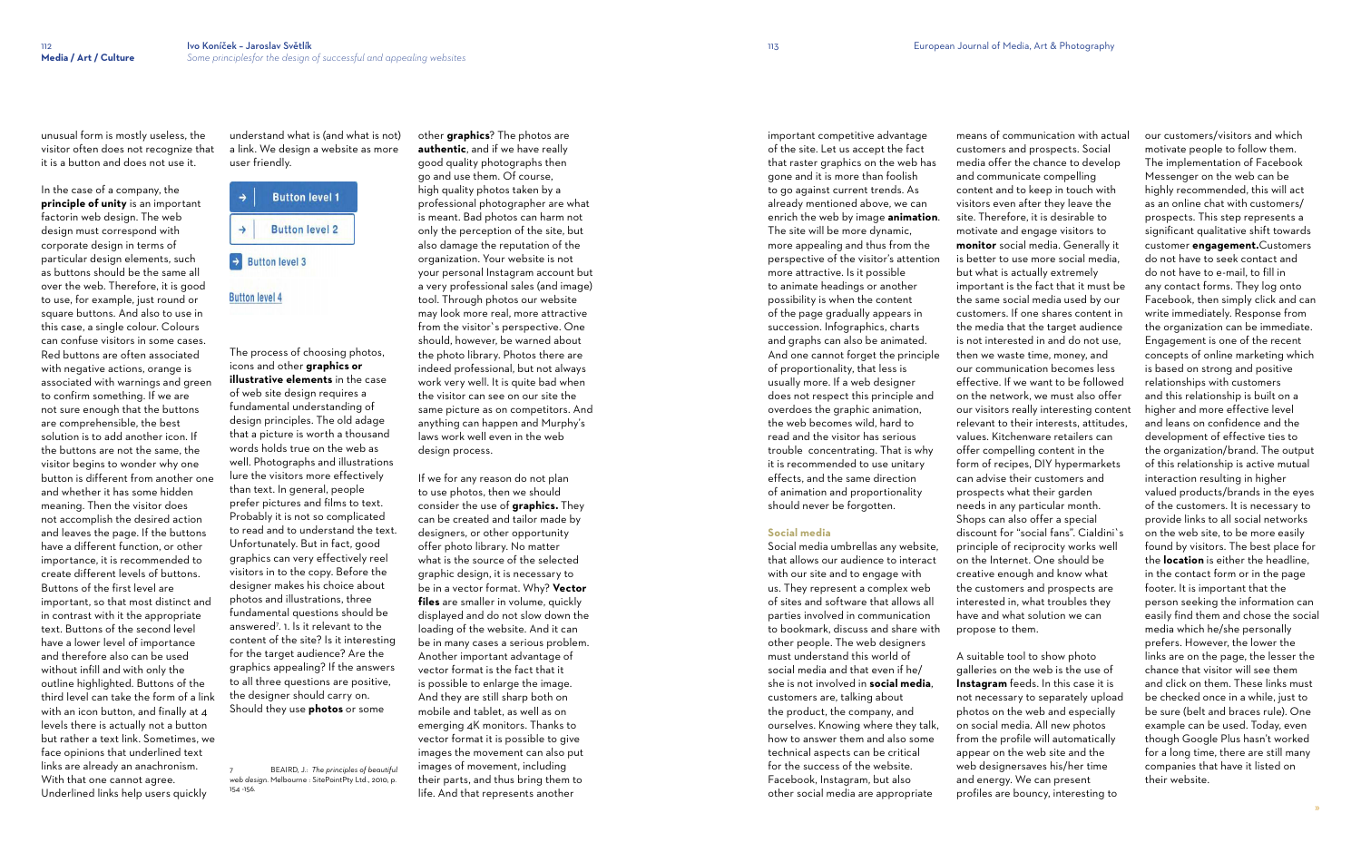unusual form is mostly useless, the visitor often does not recognize that it is a button and does not use it.

In the case of a company, the **principle of unity** is an important factorin web design. The web design must correspond with corporate design in terms of particular design elements, such as buttons should be the same all over the web. Therefore, it is good to use, for example, just round or square buttons. And also to use in this case, a single colour. Colours can confuse visitors in some cases. Red buttons are often associated with negative actions, orange is associated with warnings and green to confirm something. If we are not sure enough that the buttons are comprehensible, the best solution is to add another icon. If the buttons are not the same, the visitor begins to wonder why one button is different from another one and whether it has some hidden meaning. Then the visitor does not accomplish the desired action and leaves the page. If the buttons have a different function, or other importance, it is recommended to create different levels of buttons. Buttons of the first level are important, so that most distinct and in contrast with it the appropriate text. Buttons of the second level have a lower level of importance and therefore also can be used without infill and with only the outline highlighted. Buttons of the third level can take the form of a link with an icon button, and finally at 4 levels there is actually not a button but rather a text link. Sometimes, we face opinions that underlined text links are already an anachronism. With that one cannot agree. Underlined links help users quickly understand what is (and what is not) a link. We design a website as more user friendly.

→ Button level 1

→ Button level 2

→ Button level 3

Button level 4

The process of choosing photos, icons and other **graphics or illustrative elements** in the case of web site design requires a fundamental understanding of design principles. The old adage that a picture is worth a thousand words holds true on the web as well. Photographs and illustrations lure the visitors more effectively than text. In general, people prefer pictures and films to text. Probably it is not so complicated to read and to understand the text. Unfortunately. But in fact, good graphics can very effectively reel visitors in to the copy. Before the designer makes his choice about photos and illustrations, three fundamental questions should be answered[7]. 1. Is it relevant to the content of the site? Is it interesting for the target audience? Are the graphics appealing? If the answers to all three questions are positive, the designer should carry on. Should they use **photos** or some other **graphics**? The photos are **authentic**, and if we have really good quality photographs then go and use them. Of course, high quality photos taken by a professional photographer are what is meant. Bad photos can harm not only the perception of the site, but also damage the reputation of the organization. Your website is not your personal Instagram account but a very professional sales (and image) tool. Through photos our website may look more real, more attractive from the visitor's perspective. One should, however, be warned about the photo library. Photos there are indeed professional, but not always work very well. It is quite bad when the visitor can see on our site the same picture as on competitors. And anything can happen and Murphy's laws work well even in the web design process.

If we for any reason do not plan to use photos, then we should consider the use of **graphics.** They can be created and tailor made by designers, or other opportunity offer photo library. No matter what is the source of the selected graphic design, it is necessary to be in a vector format. Why? **Vector files** are smaller in volume, quickly displayed and do not slow down the loading of the website. And it can be in many cases a serious problem. Another important advantage of vector format is the fact that it is possible to enlarge the image. And they are still sharp both on mobile and tablet, as well as on emerging 4K monitors. Thanks to vector format it is possible to give images the movement can also put images of movement, including their parts, and thus bring them to life. And that represents another important competitive advantage of the site. Let us accept the fact that raster graphics on the web has gone and it is more than foolish to go against current trends. As already mentioned above, we can enrich the web by image **animation**. The site will be more dynamic, more appealing and thus from the perspective of the visitor's attention more attractive. Is it possible to animate headings or another possibility is when the content of the page gradually appears in succession. Infographics, charts and graphs can also be animated. And one cannot forget the principle of proportionality, that less is usually more. If a web designer does not respect this principle and overdoes the graphic animation, the web becomes wild, hard to read and the visitor has serious trouble concentrating. That is why it is recommended to use unitary effects, and the same direction of animation and proportionality should never be forgotten.

7 BEAIRD, J.: *The principles of beautiful web design*. Melbourne : SitePointPty Ltd., 2010, p. 154-156.

## Social media

Social media umbrellas any website, that allows our audience to interact with our site and to engage with us. They represent a complex web of sites and software that allows all parties involved in communication to bookmark, discuss and share with other people. The web designers must understand this world of social media and that even if he/she is not involved in **social media**, customers are, talking about the product, the company, and ourselves. Knowing where they talk, how to answer them and also some technical aspects can be critical for the success of the website. Facebook, Instagram, but also other social media are appropriate means of communication with actual customers and prospects. Social media offer the chance to develop and communicate compelling content and to keep in touch with visitors even after they leave the site. Therefore, it is desirable to motivate and engage visitors to **monitor** social media. Generally it is better to use more social media, but what is actually extremely important is the fact that it must be the same social media used by our customers. If one shares content in the media that the target audience is not interested in and do not use, then we waste time, money, and our communication becomes less effective. If we want to be followed on the network, we must also offer our visitors really interesting content relevant to their interests, attitudes, values. Kitchenware retailers can offer compelling content in the form of recipes, DIY hypermarkets can advise their customers and prospects what their garden needs in any particular month. Shops can also offer a special discount for "social fans". Cialdini's principle of reciprocity works well on the Internet. One should be creative enough and know what the customers and prospects are interested in, what troubles they have and what solution we can propose to them.

A suitable tool to show photo galleries on the web is the use of **Instagram** feeds. In this case it is not necessary to separately upload photos on the web and especially on social media. All new photos from the profile will automatically appear on the web site and the web designersaves his/her time and energy. We can present profiles are bouncy, interesting to our customers/visitors and which motivate people to follow them. The implementation of Facebook Messenger on the web can be highly recommended, this will act as an online chat with customers/prospects. This step represents a significant qualitative shift towards customer **engagement.**Customers do not have to seek contact and do not have to e-mail, to fill in any contact forms. They log onto Facebook, then simply click and can write immediately. Response from the organization can be immediate. Engagement is one of the recent concepts of online marketing which is based on strong and positive relationships with customers and this relationship is built on a higher and more effective level and leans on confidence and the development of effective ties to the organization/brand. The output of this relationship is active mutual interaction resulting in higher valued products/brands in the eyes of the customers. It is necessary to provide links to all social networks on the web site, to be more easily found by visitors. The best place for the **location** is either the headline, in the contact form or in the page footer. It is important that the person seeking the information can easily find them and chose the social media which he/she personally prefers. However, the lower the links are on the page, the lesser the chance that visitor will see them and click on them. These links must be checked once in a while, just to be sure (belt and braces rule). One example can be used. Today, even though Google Plus hasn't worked for a long time, there are still many companies that have it listed on their website.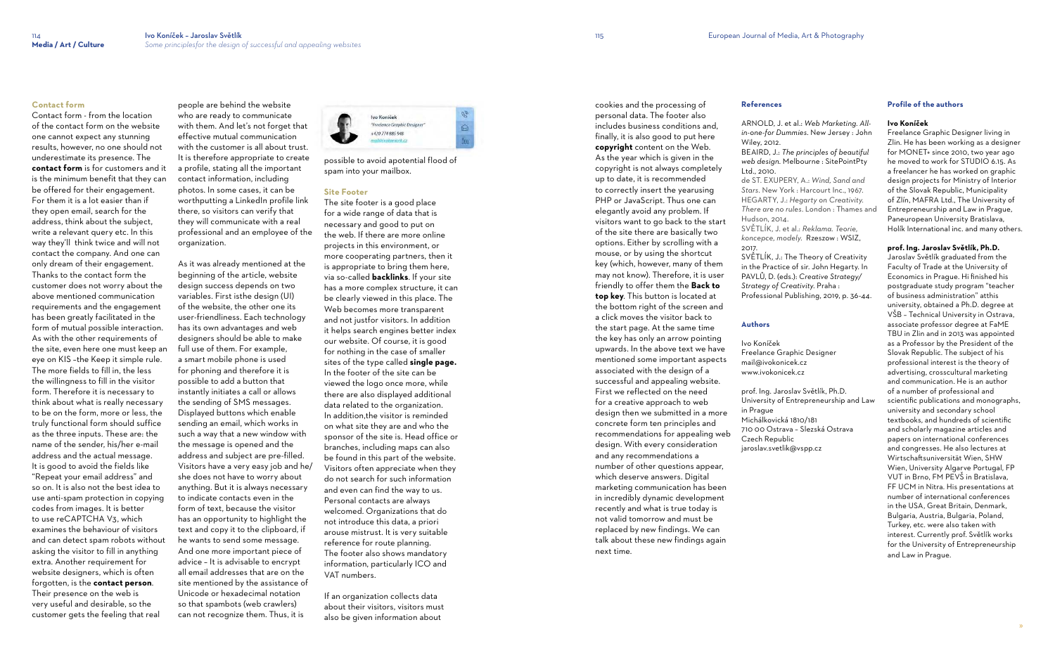### Contact form

Contact form - from the location of the contact form on the website one cannot expect any stunning results, however, no one should not underestimate its presence. The **contact form** is for customers and it is the minimum benefit that they can be offered for their engagement. For them it is a lot easier than if they open email, search for the address, think about the subject, write a relevant query etc. In this way they'll think twice and will not contact the company. And one can only dream of their engagement. Thanks to the contact form the customer does not worry about the above mentioned communication requirements and the engagement has been greatly facilitated in the form of mutual possible interaction. As with the other requirements of the site, even here one must keep an eye on KIS –the Keep it simple rule. The more fields to fill in, the less the willingness to fill in the visitor form. Therefore it is necessary to think about what is really necessary to be on the form, more or less, the truly functional form should suffice as the three inputs. These are: the name of the sender, his/her e-mail address and the actual message. It is good to avoid the fields like "Repeat your email address" and so on. It is also not the best idea to use anti-spam protection in copying codes from images. It is better to use reCAPTCHA V3, which examines the behaviour of visitors and can detect spam robots without asking the visitor to fill in anything extra. Another requirement for website designers, which is often forgotten, is the **contact person**. Their presence on the web is very useful and desirable, so the customer gets the feeling that real people are behind the website who are ready to communicate with them. And let's not forget that effective mutual communication with the customer is all about trust. It is therefore appropriate to create a profile, stating all the important contact information, including photos. In some cases, it can be worthputting a LinkedIn profile link there, so visitors can verify that they will communicate with a real professional and an employee of the organization.

As it was already mentioned at the beginning of the article, website design success depends on two variables. First isthe design (UI) of the website, the other one its user-friendliness. Each technology has its own advantages and web designers should be able to make full use of them. For example, a smart mobile phone is used for phoning and therefore it is possible to add a button that instantly initiates a call or allows the sending of SMS messages. Displayed buttons which enable sending an email, which works in such a way that a new window with the message is opened and the address and subject are pre-filled. Visitors have a very easy job and he/she does not have to worry about anything. But it is always necessary to indicate contacts even in the form of text, because the visitor has an opportunity to highlight the text and copy it to the clipboard, if he wants to send some message. And one more important piece of advice – It is advisable to encrypt all email addresses that are on the site mentioned by the assistance of Unicode or hexadecimal notation so that spambots (web crawlers) can not recognize them. Thus, it is possible to avoid apotential flood of spam into your mailbox.

Ivo Koníček
"Freelance Graphic Designer"
+420 774 885 948
mail@ivokonicek.cz

### Site Footer

The site footer is a good place for a wide range of data that is necessary and good to put on the web. If there are more online projects in this environment, or more cooperating partners, then it is appropriate to bring them here, via so-called **backlinks**. If your site has a more complex structure, it can be clearly viewed in this place. The Web becomes more transparent and not justfor visitors. In addition it helps search engines better index our website. Of course, it is good for nothing in the case of smaller sites of the type called **single page.** In the footer of the site can be viewed the logo once more, while there are also displayed additional data related to the organization. In addition,the visitor is reminded on what site they are and who the sponsor of the site is. Head office or branches, including maps can also be found in this part of the website. Visitors often appreciate when they do not search for such information and even can find the way to us. Personal contacts are always welcomed. Organizations that do not introduce this data, a priori arouse mistrust. It is very suitable reference for route planning. The footer also shows mandatory information, particularly ICO and VAT numbers.

If an organization collects data about their visitors, visitors must also be given information about cookies and the processing of personal data. The footer also includes business conditions and, finally, it is also good to put here **copyright** content on the Web. As the year which is given in the copyright is not always completely up to date, it is recommended to correctly insert the yearusing PHP or JavaScript. Thus one can elegantly avoid any problem. If visitors want to go back to the start of the site there are basically two options. Either by scrolling with a mouse, or by using the shortcut key (which, however, many of them may not know). Therefore, it is user friendly to offer them the **Back to top key**. This button is located at the bottom right of the screen and a click moves the visitor back to the start page. At the same time the key has only an arrow pointing upwards. In the above text we have mentioned some important aspects associated with the design of a successful and appealing website. First we reflected on the need for a creative approach to web design then we submitted in a more concrete form ten principles and recommendations for appealing web design. With every consideration and any recommendations a number of other questions appear, which deserve answers. Digital marketing communication has been in incredibly dynamic development recently and what is true today is not valid tomorrow and must be replaced by new findings. We can talk about these new findings again next time.

### References

ARNOLD, J. et al.: *Web Marketing. All-in-one-for Dummies*. New Jersey : John Wiley, 2012.
BEAIRD, J.: *The principles of beautiful web design*. Melbourne : SitePointPty Ltd., 2010.
de ST. EXUPERY, A.: *Wind, Sand and Stars*. New York : Harcourt Inc., 1967.
HEGARTY, J.: *Hegarty on Creativity. There are no rules*. London : Thames and Hudson, 2014.
SVĚTLÍK, J. et al.: *Reklama. Teorie, koncepce, modely*. Rzeszow : WSIZ, 2017.
SVĚTLÍK, J.: The Theory of Creativity in the Practice of sir. John Hegarty. In PAVLŮ, D. (eds.): *Creative Strategy/ Strategy of Creativity*. Praha : Professional Publishing, 2019, p. 36-44.

### Authors

Ivo Koníček
Freelance Graphic Designer
mail@ivokonicek.cz
www.ivokonicek.cz

prof. Ing. Jaroslav Světlík, Ph.D.
University of Entrepreneurship and Law in Prague
Michálkovická 1810/181
710 00 Ostrava – Slezská Ostrava
Czech Republic
jaroslav.svetlik@vspp.cz

### Profile of the authors

**Ivo Koníček**
Freelance Graphic Designer living in Zlin. He has been working as a designer for MONET+ since 2010, two year ago he moved to work for STUDIO 6.15. As a freelancer he has worked on graphic design projects for Ministry of Interior of the Slovak Republic, Municipality of Zlín, MAFRA Ltd., The University of Entrepreneurship and Law in Prague, Paneuropean University Bratislava, Holík International inc. and many others.

**prof. Ing. Jaroslav Světlík, Ph.D.**
Jaroslav Světlík graduated from the Faculty of Trade at the University of Economics in Prague. Hi finished his postgraduate study program "teacher of business administration" atthis university, obtained a Ph.D. degree at VŠB – Technical University in Ostrava, associate professor degree at FaME TBU in Zlin and in 2013 was appointed as a Professor by the President of the Slovak Republic. The subject of his professional interest is the theory of advertising, crosscultural marketing and communication. He is an author of a number of professional and scientific publications and monographs, university and secondary school textbooks, and hundreds of scientific and scholarly magazine articles and papers on international conferences and congresses. He also lectures at Wirtschaftsuniversität Wien, SHW Wien, University Algarve Portugal, FP VUT in Brno, FM PEVŠ in Bratislava, FF UCM in Nitra. His presentations at number of international conferences in the USA, Great Britain, Denmark, Bulgaria, Austria, Bulgaria, Poland, Turkey, etc. were also taken with interest. Currently prof. Světlík works for the University of Entrepreneurship and Law in Prague.